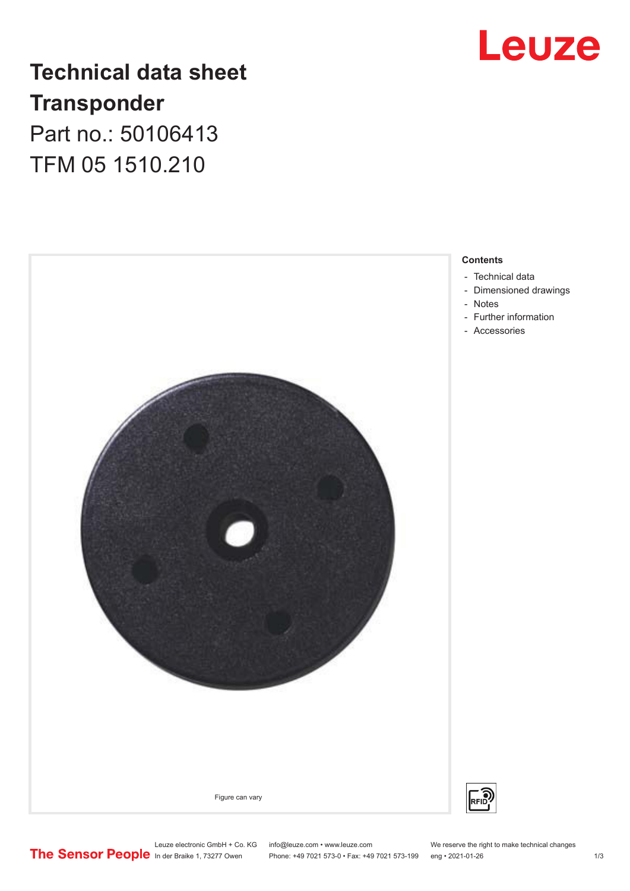# Technical data sheet
# Transponder
Part no.: 50106413

TFM 05 1510.210

Figure can vary

**Contents**

- Technical data
- Dimensioned drawings
- Notes
- Further information
- Accessories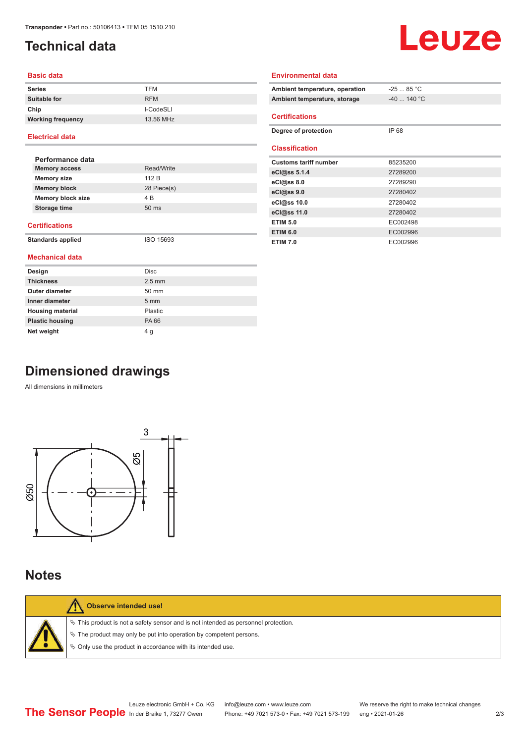# Technical data

## Basic data

| | |
|---|---|
| **Series** | TFM |
| **Suitable for** | RFM |
| **Chip** | I-CodeSLI |
| **Working frequency** | 13.56 MHz |

## Electrical data

### Performance data

| | |
|---|---|
| **Memory access** | Read/Write |
| **Memory size** | 112 B |
| **Memory block** | 28 Piece(s) |
| **Memory block size** | 4 B |
| **Storage time** | 50 ms |

## Certifications

| | |
|---|---|
| **Standards applied** | ISO 15693 |

## Mechanical data

| | |
|---|---|
| **Design** | Disc |
| **Thickness** | 2.5 mm |
| **Outer diameter** | 50 mm |
| **Inner diameter** | 5 mm |
| **Housing material** | Plastic |
| **Plastic housing** | PA 66 |
| **Net weight** | 4 g |

## Environmental data

| | |
|---|---|
| **Ambient temperature, operation** | -25 ... 85 °C |
| **Ambient temperature, storage** | -40 ... 140 °C |

## Certifications

| | |
|---|---|
| **Degree of protection** | IP 68 |

## Classification

| | |
|---|---|
| **Customs tariff number** | 85235200 |
| **eCl@ss 5.1.4** | 27289200 |
| **eCl@ss 8.0** | 27289290 |
| **eCl@ss 9.0** | 27280402 |
| **eCl@ss 10.0** | 27280402 |
| **eCl@ss 11.0** | 27280402 |
| **ETIM 5.0** | EC002498 |
| **ETIM 6.0** | EC002996 |
| **ETIM 7.0** | EC002996 |

# Dimensioned drawings

All dimensions in millimeters

3

Ø5

Ø50

# Notes

**Observe intended use!**

- ✎ This product is not a safety sensor and is not intended as personnel protection.
- ✎ The product may only be put into operation by competent persons.
- ✎ Only use the product in accordance with its intended use.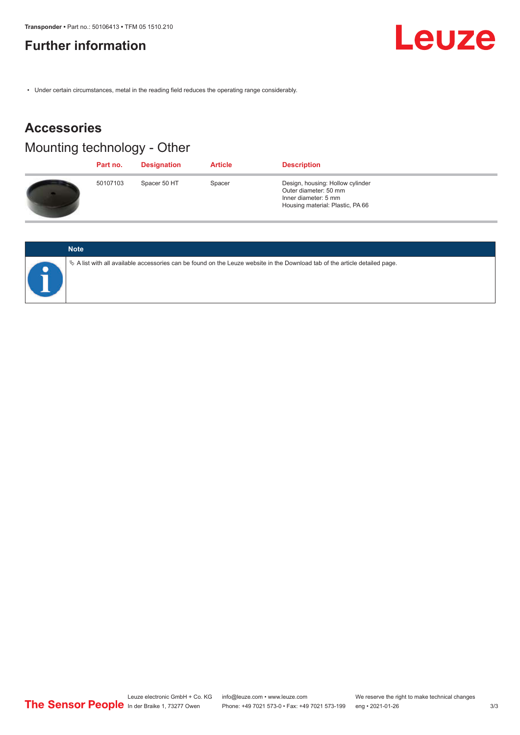# Further information

- Under certain circumstances, metal in the reading field reduces the operating range considerably.

## Accessories

### Mounting technology - Other

| | Part no. | Designation | Article | Description |
|---|---|---|---|---|
| | 50107103 | Spacer 50 HT | Spacer | Design, housing: Hollow cylinder<br>Outer diameter: 50 mm<br>Inner diameter: 5 mm<br>Housing material: Plastic, PA 66 |

**Note**

A list with all available accessories can be found on the Leuze website in the Download tab of the article detailed page.